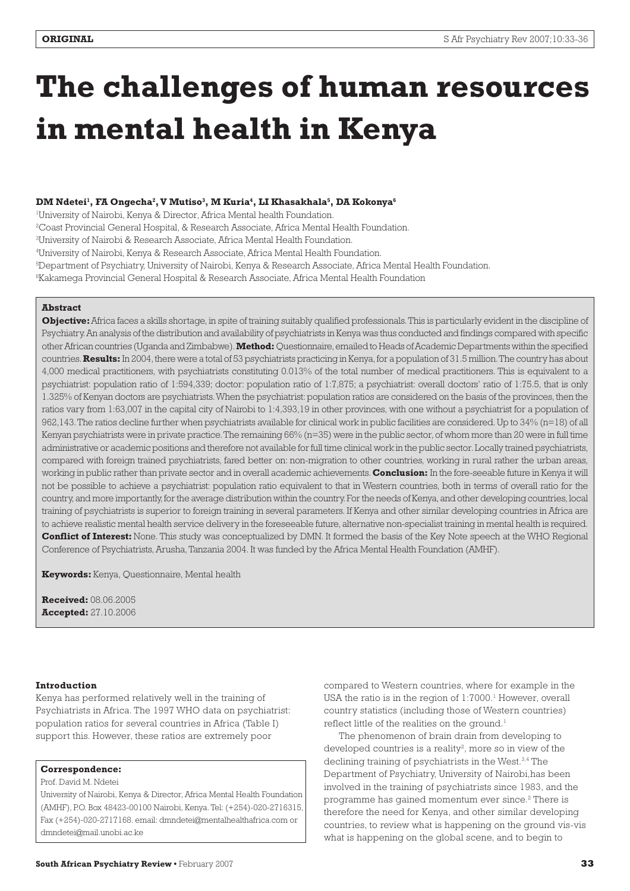**ORIGINAL**

# The challenges of human resources in mental health in Kenya

**DM Ndetei[1], FA Ongecha[2], V Mutiso[3], M Kuria[4], LI Khasakhala[5], DA Kokonya[6]**

[1]University of Nairobi, Kenya & Director, Africa Mental health Foundation.
[2]Coast Provincial General Hospital, & Research Associate, Africa Mental Health Foundation.
[3]University of Nairobi & Research Associate, Africa Mental Health Foundation.
[4]University of Nairobi, Kenya & Research Associate, Africa Mental Health Foundation.
[5]Department of Psychiatry, University of Nairobi, Kenya & Research Associate, Africa Mental Health Foundation.
[6]Kakamega Provincial General Hospital & Research Associate, Africa Mental Health Foundation

**Abstract**

**Objective:** Africa faces a skills shortage, in spite of training suitably qualified professionals. This is particularly evident in the discipline of Psychiatry. An analysis of the distribution and availability of psychiatrists in Kenya was thus conducted and findings compared with specific other African countries (Uganda and Zimbabwe). **Method:** Questionnaire, emailed to Heads of Academic Departments within the specified countries. **Results:** In 2004, there were a total of 53 psychiatrists practicing in Kenya, for a population of 31.5 million. The country has about 4,000 medical practitioners, with psychiatrists constituting 0.013% of the total number of medical practitioners. This is equivalent to a psychiatrist: population ratio of 1:594,339; doctor: population ratio of 1:7,875; a psychiatrist: overall doctors' ratio of 1:75.5, that is only 1.325% of Kenyan doctors are psychiatrists. When the psychiatrist: population ratios are considered on the basis of the provinces, then the ratios vary from 1:63,007 in the capital city of Nairobi to 1:4,393,19 in other provinces, with one without a psychiatrist for a population of 962,143. The ratios decline further when psychiatrists available for clinical work in public facilities are considered. Up to 34% (n=18) of all Kenyan psychiatrists were in private practice. The remaining 66% (n=35) were in the public sector, of whom more than 20 were in full time administrative or academic positions and therefore not available for full time clinical work in the public sector. Locally trained psychiatrists, compared with foreign trained psychiatrists, fared better on: non-migration to other countries, working in rural rather the urban areas, working in public rather than private sector and in overall academic achievements. **Conclusion:** In the fore-seeable future in Kenya it will not be possible to achieve a psychiatrist: population ratio equivalent to that in Western countries, both in terms of overall ratio for the country, and more importantly, for the average distribution within the country. For the needs of Kenya, and other developing countries, local training of psychiatrists is superior to foreign training in several parameters. If Kenya and other similar developing countries in Africa are to achieve realistic mental health service delivery in the foreseeable future, alternative non-specialist training in mental health is required. **Conflict of Interest:** None. This study was conceptualized by DMN. It formed the basis of the Key Note speech at the WHO Regional Conference of Psychiatrists, Arusha, Tanzania 2004. It was funded by the Africa Mental Health Foundation (AMHF).

**Keywords:** Kenya, Questionnaire, Mental health

**Received:** 08.06.2005
**Accepted:** 27.10.2006

## Introduction

Kenya has performed relatively well in the training of Psychiatrists in Africa. The 1997 WHO data on psychiatrist: population ratios for several countries in Africa (Table I) support this. However, these ratios are extremely poor compared to Western countries, where for example in the USA the ratio is in the region of 1:7000.[1] However, overall country statistics (including those of Western countries) reflect little of the realities on the ground.[1]

The phenomenon of brain drain from developing to developed countries is a reality[2], more so in view of the declining training of psychiatrists in the West.[3,4] The Department of Psychiatry, University of Nairobi, has been involved in the training of psychiatrists since 1983, and the programme has gained momentum ever since.[2] There is therefore the need for Kenya, and other similar developing countries, to review what is happening on the ground vis-vis what is happening on the global scene, and to begin to

**Correspondence:**
Prof. David M. Ndetei
University of Nairobi, Kenya & Director, Africa Mental Health Foundation (AMHF), P.O. Box 48423-00100 Nairobi, Kenya. Tel: (+254)-020-2716315, Fax (+254)-020-2717168. email: dmndetei@mentalhealthafrica.com or dmndetei@mail.unobi.ac.ke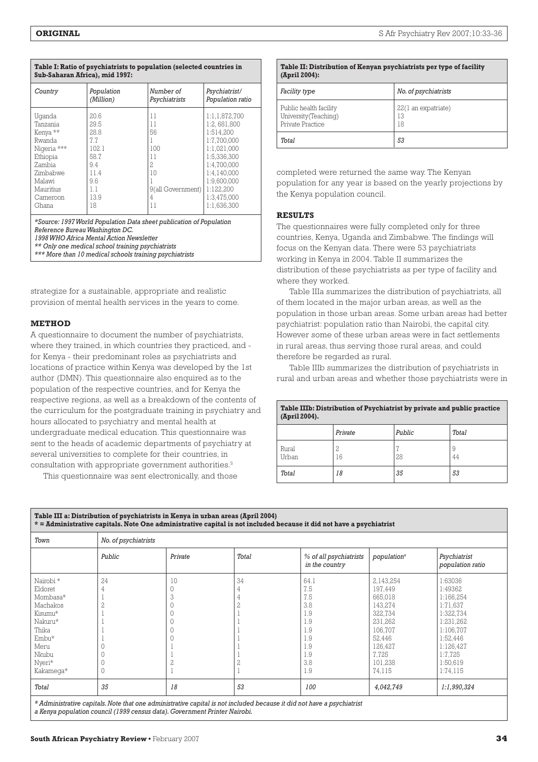**Table I: Ratio of psychiatrists to population (selected countries in Sub-Saharan Africa), mid 1997:**

| *Country* | *Population (Million)* | *Number of Psychiatrists* | *Psychiatrist/ Population ratio* |
|---|---|---|---|
| Uganda | 20.6 | 11 | 1:1,1,872,700 |
| Tanzania | 29.5 | 11 | 1:2, 681,800 |
| Kenya ** | 28.8 | 56 | 1:514,200 |
| Rwanda | 7.7 | 1 | 1:7,700,000 |
| Nigeria *** | 102.1 | 100 | 1:1,021,000 |
| Ethiopia | 58.7 | 11 | 1:5,336,300 |
| Zambia | 9.4 | 2 | 1:4,700,000 |
| Zimbabwe | 11.4 | 10 | 1:4,140,000 |
| Malawi | 9.6 | 1 | 1:9,600,000 |
| Mauritius | 1.1 | 9(all Government) | 1:122,200 |
| Cameroon | 13.9 | 4 | 1:3,475,000 |
| Ghana | 18 | 11 | 1:1,636,300 |

*\*Source: 1997 World Population Data sheet publication of Population Reference Bureau Washington DC.*
*1998 WHO Africa Mental Action Newsletter*
*\*\* Only one medical school training psychiatrists*
*\*\*\* More than 10 medical schools training psychiatrists*

strategize for a sustainable, appropriate and realistic provision of mental health services in the years to come.

## METHOD

A questionnaire to document the number of psychiatrists, where they trained, in which countries they practiced, and - for Kenya - their predominant roles as psychiatrists and locations of practice within Kenya was developed by the 1st author (DMN). This questionnaire also enquired as to the population of the respective countries, and for Kenya the respective regions, as well as a breakdown of the contents of the curriculum for the postgraduate training in psychiatry and hours allocated to psychiatry and mental health at undergraduate medical education. This questionnaire was sent to the heads of academic departments of psychiatry at several universities to complete for their countries, in consultation with appropriate government authorities.[5]

This questionnaire was sent electronically, and those completed were returned the same way. The Kenyan population for any year is based on the yearly projections by the Kenya population council.

**Table II: Distribution of Kenyan psychiatrists per type of facility (April 2004):**

| *Facility type* | *No. of psychiatrists* |
|---|---|
| Public health facility | 22(1 an expatriate) |
| University(Teaching) | 13 |
| Private Practice | 18 |
| *Total* | *53* |

## RESULTS

The questionnaires were fully completed only for three countries, Kenya, Uganda and Zimbabwe. The findings will focus on the Kenyan data. There were 53 psychiatrists working in Kenya in 2004. Table II summarizes the distribution of these psychiatrists as per type of facility and where they worked.

Table IIIa summarizes the distribution of psychiatrists, all of them located in the major urban areas, as well as the population in those urban areas. Some urban areas had better psychiatrist: population ratio than Nairobi, the capital city. However some of these urban areas were in fact settlements in rural areas, thus serving those rural areas, and could therefore be regarded as rural.

Table IIIb summarizes the distribution of psychiatrists in rural and urban areas and whether those psychiatrists were in

**Table IIIb: Distribution of Psychiatrist by private and public practice (April 2004).**

| | *Private* | *Public* | *Total* |
|---|---|---|---|
| Rural | 2 | 7 | 9 |
| Urban | 16 | 28 | 44 |
| *Total* | *18* | *35* | *53* |

**Table III a: Distribution of psychiatrists in Kenya in urban areas (April 2004)**
**\* = Administrative capitals. Note One administrative capital is not included because it did not have a psychiatrist**

| *Town* | *No. of psychiatrists* | | | | | |
|---|---|---|---|---|---|---|
| | *Public* | *Private* | *Total* | *% of all psychiatrists in the country* | *population[a]* | *Psychiatrist population ratio* |
| Nairobi * | 24 | 10 | 34 | 64.1 | 2,143,254 | 1:63036 |
| Eldoret | 4 | 0 | 4 | 7.5 | 197,449 | 1:49362 |
| Mombasa* | 1 | 3 | 4 | 7.5 | 665,018 | 1:166,254 |
| Machakos | 2 | 0 | 2 | 3.8 | 143,274 | 1:71,637 |
| Kisumu* | 1 | 0 | 1 | 1.9 | 322,734 | 1:322,734 |
| Nakuru* | 1 | 0 | 1 | 1.9 | 231,262 | 1:231,262 |
| Thika | 1 | 0 | 1 | 1.9 | 106,707 | 1:106,707 |
| Embu* | 1 | 0 | 1 | 1.9 | 52,446 | 1:52,446 |
| Meru | 0 | 1 | 1 | 1.9 | 126,427 | 1:126,427 |
| Nkubu | 0 | 1 | 1 | 1.9 | 7,725 | 1:7,725 |
| Nyeri* | 0 | 2 | 2 | 3.8 | 101,238 | 1:50,619 |
| Kakamega* | 0 | 1 | 1 | 1.9 | 74,115 | 1:74,115 |
| *Total* | *35* | *18* | *53* | *100* | *4,042,749* | *1:1,990,324* |

*\* Administrative capitals. Note that one administrative capital is not included because it did not have a psychiatrist*
*a Kenya population council (1999 census data). Government Printer Nairobi.*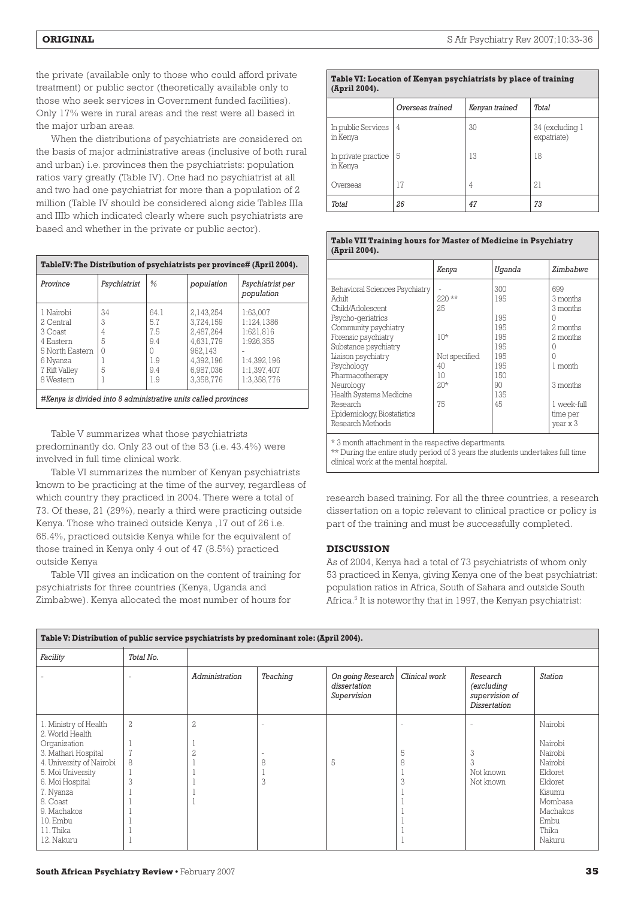the private (available only to those who could afford private treatment) or public sector (theoretically available only to those who seek services in Government funded facilities). Only 17% were in rural areas and the rest were all based in the major urban areas.

When the distributions of psychiatrists are considered on the basis of major administrative areas (inclusive of both rural and urban) i.e. provinces then the psychiatrists: population ratios vary greatly (Table IV). One had no psychiatrist at all and two had one psychiatrist for more than a population of 2 million (Table IV should be considered along side Tables IIIa and IIIb which indicated clearly where such psychiatrists are based and whether in the private or public sector).

**TableIV: The Distribution of psychiatrists per province# (April 2004).**

| Province | Psychiatrist | % | population | Psychiatrist per population |
|---|---|---|---|---|
| 1 Nairobi | 34 | 64.1 | 2,143,254 | 1:63,007 |
| 2 Central | 3 | 5.7 | 3,724,159 | 1:124,1386 |
| 3 Coast | 4 | 7.5 | 2,487,264 | 1:621,816 |
| 4 Eastern | 5 | 9.4 | 4,631,779 | 1:926,355 |
| 5 North Eastern | 0 | 0 | 962,143 | - |
| 6 Nyanza | 1 | 1.9 | 4,392,196 | 1:4,392,196 |
| 7 Rift Valley | 5 | 9.4 | 6,987,036 | 1:1,397,407 |
| 8 Western | 1 | 1.9 | 3,358,776 | 1:3,358,776 |

#Kenya is divided into 8 administrative units called provinces

Table V summarizes what those psychiatrists predominantly do. Only 23 out of the 53 (i.e. 43.4%) were involved in full time clinical work.

Table VI summarizes the number of Kenyan psychiatrists known to be practicing at the time of the survey, regardless of which country they practiced in 2004. There were a total of 73. Of these, 21 (29%), nearly a third were practicing outside Kenya. Those who trained outside Kenya ,17 out of 26 i.e. 65.4%, practiced outside Kenya while for the equivalent of those trained in Kenya only 4 out of 47 (8.5%) practiced outside Kenya

Table VII gives an indication on the content of training for psychiatrists for three countries (Kenya, Uganda and Zimbabwe). Kenya allocated the most number of hours for

**Table VI: Location of Kenyan psychiatrists by place of training (April 2004).**

| | Overseas trained | Kenyan trained | Total |
|---|---|---|---|
| In public Services in Kenya | 4 | 30 | 34 (excluding 1 expatriate) |
| In private practice in Kenya | 5 | 13 | 18 |
| Overseas | 17 | 4 | 21 |
| *Total* | *26* | *47* | *73* |

**Table VII Training hours for Master of Medicine in Psychiatry (April 2004).**

| | Kenya | Uganda | Zimbabwe |
|---|---|---|---|
| Behavioral Sciences Psychiatry | - | 300 | 699 |
| Adult | 220 ** | 195 | 3 months |
| Child/Adolescent | 25 | | 3 months |
| Psycho-geriatrics | | 195 | 0 |
| Community psychiatry | | 195 | 2 months |
| Forensic psychiatry | 10* | 195 | 2 months |
| Substance psychiatry | | 195 | 0 |
| Liaison psychiatry | Not specified | 195 | 0 |
| Psychology | 40 | 195 | 1 month |
| Pharmacotherapy | 10 | 150 | |
| Neurology | 20* | 90 | 3 months |
| Health Systems Medicine | | 135 | |
| Research | 75 | 45 | 1 week-full time per year x 3 |
| Epidemiology, Biostatistics | | | |
| Research Methods | | | |

\* 3 month attachment in the respective departments.
\*\* During the entire study period of 3 years the students undertakes full time clinical work at the mental hospital.

research based training. For all the three countries, a research dissertation on a topic relevant to clinical practice or policy is part of the training and must be successfully completed.

## DISCUSSION

As of 2004, Kenya had a total of 73 psychiatrists of whom only 53 practiced in Kenya, giving Kenya one of the best psychiatrist: population ratios in Africa, South of Sahara and outside South Africa.[5] It is noteworthy that in 1997, the Kenyan psychiatrist:

**Table V: Distribution of public service psychiatrists by predominant role: (April 2004).**

| Facility | Total No. | Administration | Teaching | On going Research dissertation Supervision | Clinical work | Research (excluding supervision of Dissertation | Station |
|---|---|---|---|---|---|---|---|
| - | - | | | | | | |
| 1. Ministry of Health | 2 | 2 | - | | - | - | Nairobi |
| 2. World Health Organization | 1 | 1 | | | | | Nairobi |
| 3. Mathari Hospital | 7 | 2 | - | | 5 | 3 | Nairobi |
| 4. University of Nairobi | 8 | 1 | 8 | 5 | 8 | 3 | Nairobi |
| 5. Moi University | 1 | 1 | 1 | | 1 | Not known | Eldoret |
| 6. Moi Hospital | 3 | 1 | 3 | | 3 | Not known | Eldoret |
| 7. Nyanza | 1 | 1 | | | 1 | | Kisumu |
| 8. Coast | 1 | 1 | | | 1 | | Mombasa |
| 9. Machakos | 1 | | | | 1 | | Machakos |
| 10. Embu | 1 | | | | 1 | | Embu |
| 11. Thika | 1 | | | | 1 | | Thika |
| 12. Nakuru | 1 | | | | 1 | | Nakuru |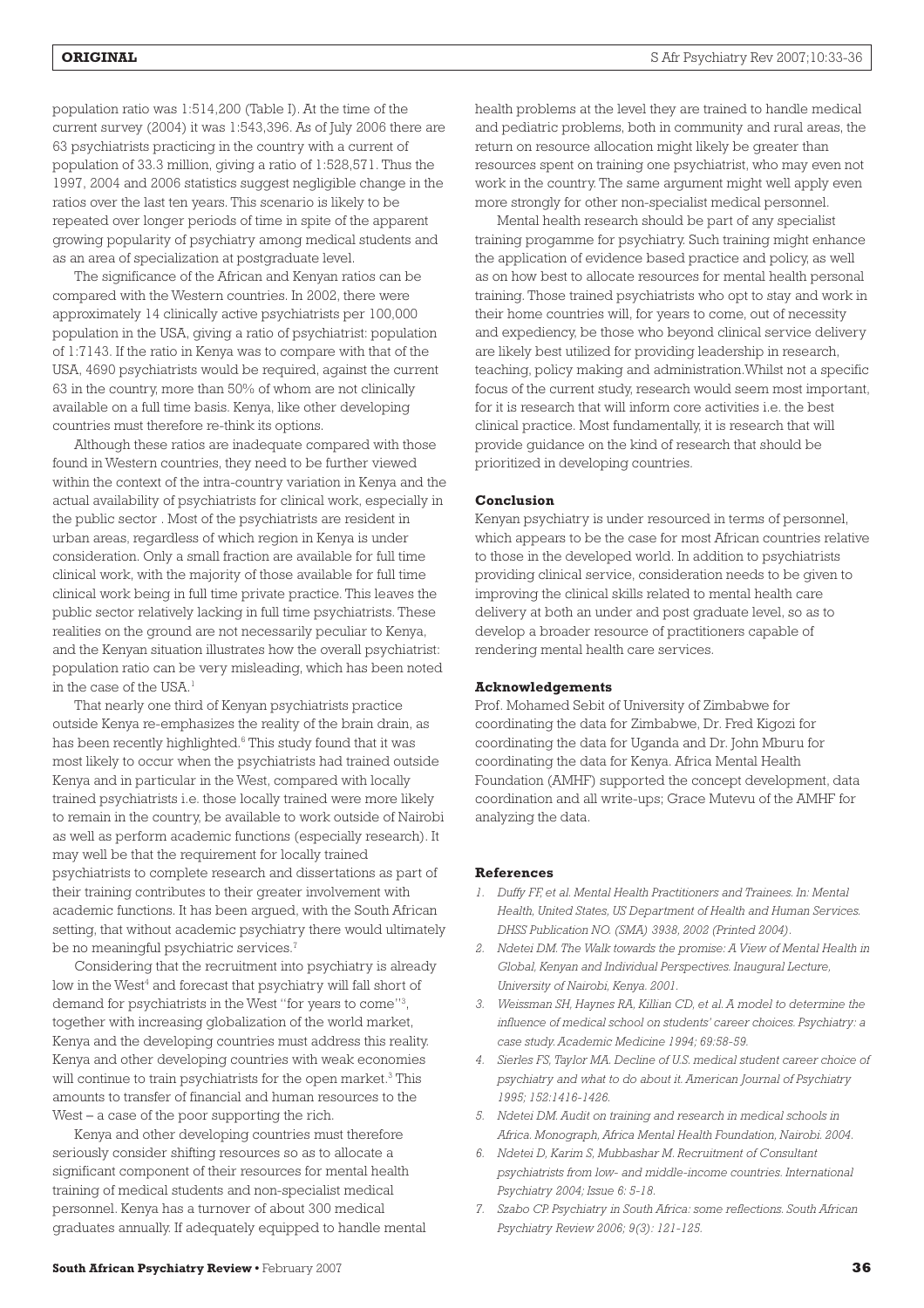population ratio was 1:514,200 (Table I). At the time of the current survey (2004) it was 1:543,396. As of July 2006 there are 63 psychiatrists practicing in the country with a current of population of 33.3 million, giving a ratio of 1:528,571. Thus the 1997, 2004 and 2006 statistics suggest negligible change in the ratios over the last ten years. This scenario is likely to be repeated over longer periods of time in spite of the apparent growing popularity of psychiatry among medical students and as an area of specialization at postgraduate level.

The significance of the African and Kenyan ratios can be compared with the Western countries. In 2002, there were approximately 14 clinically active psychiatrists per 100,000 population in the USA, giving a ratio of psychiatrist: population of 1:7143. If the ratio in Kenya was to compare with that of the USA, 4690 psychiatrists would be required, against the current 63 in the country, more than 50% of whom are not clinically available on a full time basis. Kenya, like other developing countries must therefore re-think its options.

Although these ratios are inadequate compared with those found in Western countries, they need to be further viewed within the context of the intra-country variation in Kenya and the actual availability of psychiatrists for clinical work, especially in the public sector . Most of the psychiatrists are resident in urban areas, regardless of which region in Kenya is under consideration. Only a small fraction are available for full time clinical work, with the majority of those available for full time clinical work being in full time private practice. This leaves the public sector relatively lacking in full time psychiatrists. These realities on the ground are not necessarily peculiar to Kenya, and the Kenyan situation illustrates how the overall psychiatrist: population ratio can be very misleading, which has been noted in the case of the USA.[1]

That nearly one third of Kenyan psychiatrists practice outside Kenya re-emphasizes the reality of the brain drain, as has been recently highlighted.[6] This study found that it was most likely to occur when the psychiatrists had trained outside Kenya and in particular in the West, compared with locally trained psychiatrists i.e. those locally trained were more likely to remain in the country, be available to work outside of Nairobi as well as perform academic functions (especially research). It may well be that the requirement for locally trained psychiatrists to complete research and dissertations as part of their training contributes to their greater involvement with academic functions. It has been argued, with the South African setting, that without academic psychiatry there would ultimately be no meaningful psychiatric services.[7]

Considering that the recruitment into psychiatry is already low in the West[4] and forecast that psychiatry will fall short of demand for psychiatrists in the West "for years to come"[3], together with increasing globalization of the world market, Kenya and the developing countries must address this reality. Kenya and other developing countries with weak economies will continue to train psychiatrists for the open market.[3] This amounts to transfer of financial and human resources to the West – a case of the poor supporting the rich.

Kenya and other developing countries must therefore seriously consider shifting resources so as to allocate a significant component of their resources for mental health training of medical students and non-specialist medical personnel. Kenya has a turnover of about 300 medical graduates annually. If adequately equipped to handle mental health problems at the level they are trained to handle medical and pediatric problems, both in community and rural areas, the return on resource allocation might likely be greater than resources spent on training one psychiatrist, who may even not work in the country. The same argument might well apply even more strongly for other non-specialist medical personnel.

Mental health research should be part of any specialist training progamme for psychiatry. Such training might enhance the application of evidence based practice and policy, as well as on how best to allocate resources for mental health personal training. Those trained psychiatrists who opt to stay and work in their home countries will, for years to come, out of necessity and expediency, be those who beyond clinical service delivery are likely best utilized for providing leadership in research, teaching, policy making and administration.Whilst not a specific focus of the current study, research would seem most important, for it is research that will inform core activities i.e. the best clinical practice. Most fundamentally, it is research that will provide guidance on the kind of research that should be prioritized in developing countries.

## Conclusion

Kenyan psychiatry is under resourced in terms of personnel, which appears to be the case for most African countries relative to those in the developed world. In addition to psychiatrists providing clinical service, consideration needs to be given to improving the clinical skills related to mental health care delivery at both an under and post graduate level, so as to develop a broader resource of practitioners capable of rendering mental health care services.

## Acknowledgements

Prof. Mohamed Sebit of University of Zimbabwe for coordinating the data for Zimbabwe, Dr. Fred Kigozi for coordinating the data for Uganda and Dr. John Mburu for coordinating the data for Kenya. Africa Mental Health Foundation (AMHF) supported the concept development, data coordination and all write-ups; Grace Mutevu of the AMHF for analyzing the data.

## References

1. *Duffy FF, et al. Mental Health Practitioners and Trainees. In: Mental Health, United States, US Department of Health and Human Services. DHSS Publication NO. (SMA) 3938, 2002 (Printed 2004).*
2. *Ndetei DM. The Walk towards the promise: A View of Mental Health in Global, Kenyan and Individual Perspectives. Inaugural Lecture, University of Nairobi, Kenya. 2001.*
3. *Weissman SH, Haynes RA, Killian CD, et al. A model to determine the influence of medical school on students' career choices. Psychiatry: a case study. Academic Medicine 1994; 69:58-59.*
4. *Sierles FS, Taylor MA. Decline of U.S. medical student career choice of psychiatry and what to do about it. American Journal of Psychiatry 1995; 152:1416-1426.*
5. *Ndetei DM. Audit on training and research in medical schools in Africa. Monograph, Africa Mental Health Foundation, Nairobi. 2004.*
6. *Ndetei D, Karim S, Mubbashar M. Recruitment of Consultant psychiatrists from low- and middle-income countries. International Psychiatry 2004; Issue 6: 5-18.*
7. *Szabo CP. Psychiatry in South Africa: some reflections. South African Psychiatry Review 2006; 9(3): 121-125.*